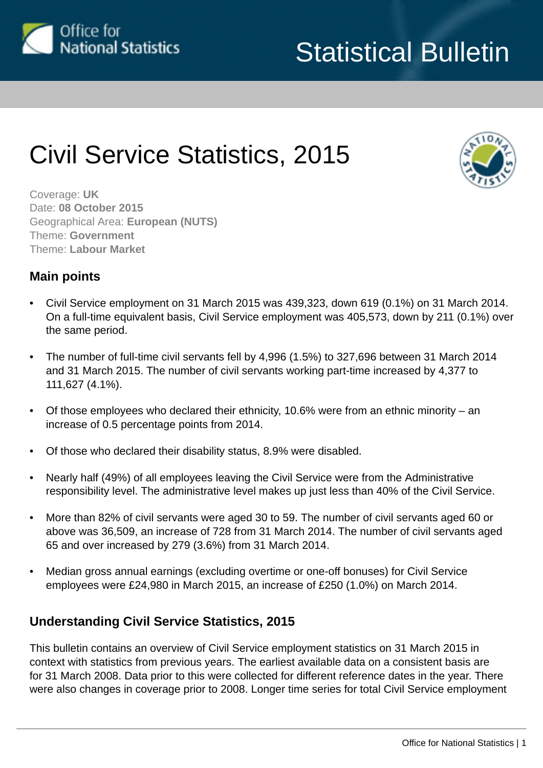Statistical Bulletin

# Civil Service Statistics, 2015

Coverage: **UK**
Date: **08 October 2015**
Geographical Area: **European (NUTS)**
Theme: **Government**
Theme: **Labour Market**

## Main points

- Civil Service employment on 31 March 2015 was 439,323, down 619 (0.1%) on 31 March 2014. On a full-time equivalent basis, Civil Service employment was 405,573, down by 211 (0.1%) over the same period.
- The number of full-time civil servants fell by 4,996 (1.5%) to 327,696 between 31 March 2014 and 31 March 2015. The number of civil servants working part-time increased by 4,377 to 111,627 (4.1%).
- Of those employees who declared their ethnicity, 10.6% were from an ethnic minority – an increase of 0.5 percentage points from 2014.
- Of those who declared their disability status, 8.9% were disabled.
- Nearly half (49%) of all employees leaving the Civil Service were from the Administrative responsibility level. The administrative level makes up just less than 40% of the Civil Service.
- More than 82% of civil servants were aged 30 to 59. The number of civil servants aged 60 or above was 36,509, an increase of 728 from 31 March 2014. The number of civil servants aged 65 and over increased by 279 (3.6%) from 31 March 2014.
- Median gross annual earnings (excluding overtime or one-off bonuses) for Civil Service employees were £24,980 in March 2015, an increase of £250 (1.0%) on March 2014.

## Understanding Civil Service Statistics, 2015

This bulletin contains an overview of Civil Service employment statistics on 31 March 2015 in context with statistics from previous years. The earliest available data on a consistent basis are for 31 March 2008. Data prior to this were collected for different reference dates in the year. There were also changes in coverage prior to 2008. Longer time series for total Civil Service employment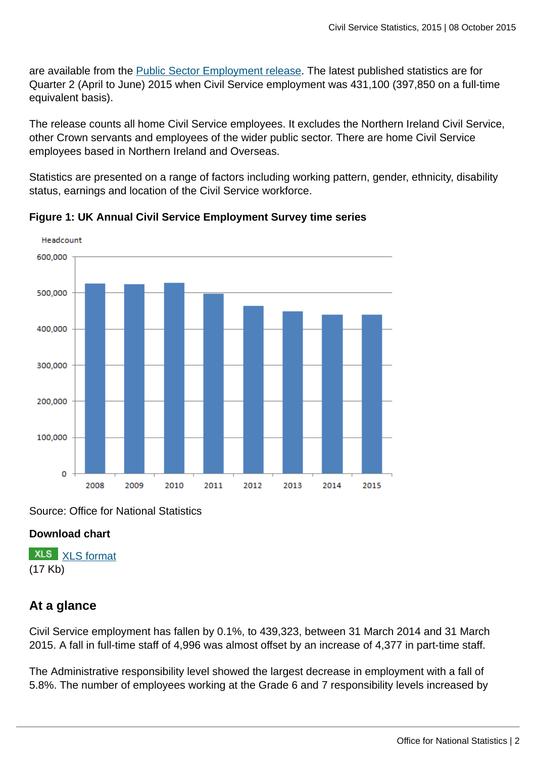are available from the [Public Sector Employment release](). The latest published statistics are for Quarter 2 (April to June) 2015 when Civil Service employment was 431,100 (397,850 on a full-time equivalent basis).

The release counts all home Civil Service employees. It excludes the Northern Ireland Civil Service, other Crown servants and employees of the wider public sector. There are home Civil Service employees based in Northern Ireland and Overseas.

Statistics are presented on a range of factors including working pattern, gender, ethnicity, disability status, earnings and location of the Civil Service workforce.

**Figure 1: UK Annual Civil Service Employment Survey time series**

Source: Office for National Statistics

**Download chart**

XLS [XLS format]()
(17 Kb)

## At a glance

Civil Service employment has fallen by 0.1%, to 439,323, between 31 March 2014 and 31 March 2015. A fall in full-time staff of 4,996 was almost offset by an increase of 4,377 in part-time staff.

The Administrative responsibility level showed the largest decrease in employment with a fall of 5.8%. The number of employees working at the Grade 6 and 7 responsibility levels increased by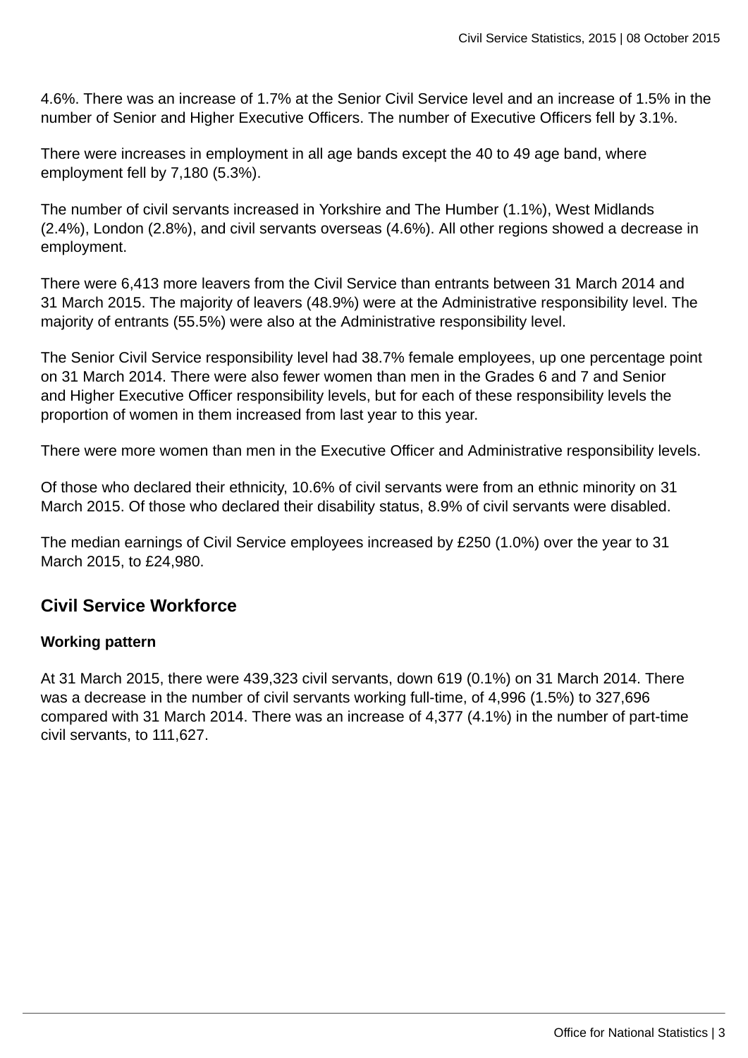4.6%. There was an increase of 1.7% at the Senior Civil Service level and an increase of 1.5% in the number of Senior and Higher Executive Officers. The number of Executive Officers fell by 3.1%.

There were increases in employment in all age bands except the 40 to 49 age band, where employment fell by 7,180 (5.3%).

The number of civil servants increased in Yorkshire and The Humber (1.1%), West Midlands (2.4%), London (2.8%), and civil servants overseas (4.6%). All other regions showed a decrease in employment.

There were 6,413 more leavers from the Civil Service than entrants between 31 March 2014 and 31 March 2015. The majority of leavers (48.9%) were at the Administrative responsibility level. The majority of entrants (55.5%) were also at the Administrative responsibility level.

The Senior Civil Service responsibility level had 38.7% female employees, up one percentage point on 31 March 2014. There were also fewer women than men in the Grades 6 and 7 and Senior and Higher Executive Officer responsibility levels, but for each of these responsibility levels the proportion of women in them increased from last year to this year.

There were more women than men in the Executive Officer and Administrative responsibility levels.

Of those who declared their ethnicity, 10.6% of civil servants were from an ethnic minority on 31 March 2015. Of those who declared their disability status, 8.9% of civil servants were disabled.

The median earnings of Civil Service employees increased by £250 (1.0%) over the year to 31 March 2015, to £24,980.

## Civil Service Workforce

### Working pattern

At 31 March 2015, there were 439,323 civil servants, down 619 (0.1%) on 31 March 2014. There was a decrease in the number of civil servants working full-time, of 4,996 (1.5%) to 327,696 compared with 31 March 2014. There was an increase of 4,377 (4.1%) in the number of part-time civil servants, to 111,627.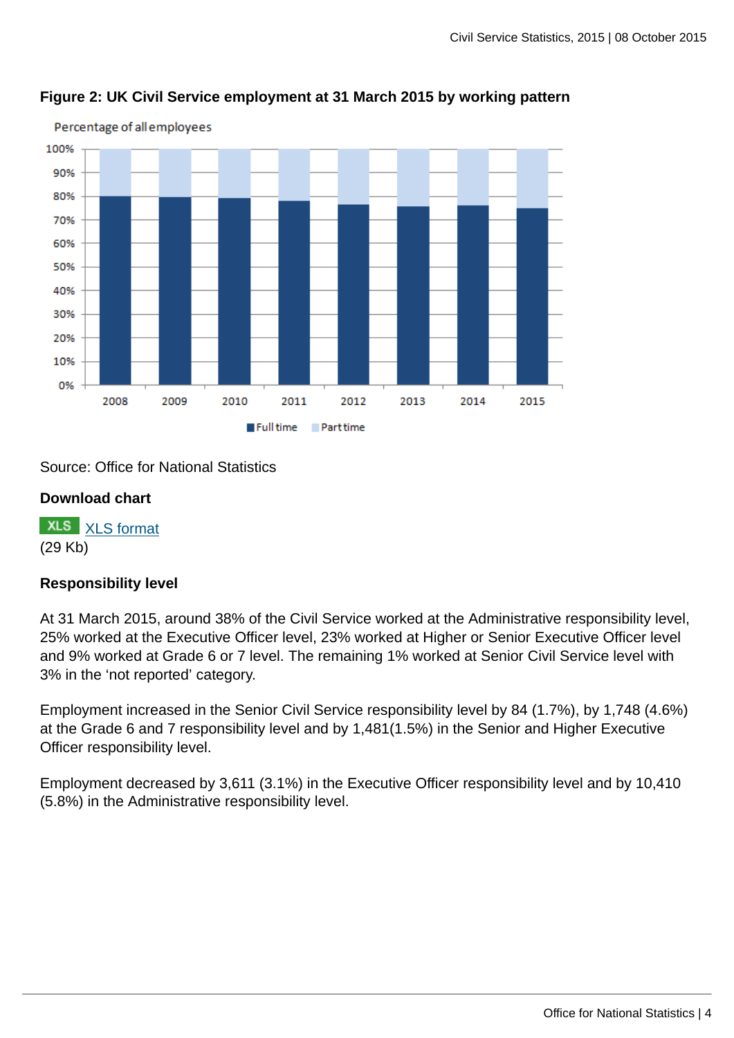### Figure 2: UK Civil Service employment at 31 March 2015 by working pattern

Source: Office for National Statistics

#### Download chart

XLS format
(29 Kb)

### Responsibility level

At 31 March 2015, around 38% of the Civil Service worked at the Administrative responsibility level, 25% worked at the Executive Officer level, 23% worked at Higher or Senior Executive Officer level and 9% worked at Grade 6 or 7 level. The remaining 1% worked at Senior Civil Service level with 3% in the 'not reported' category.

Employment increased in the Senior Civil Service responsibility level by 84 (1.7%), by 1,748 (4.6%) at the Grade 6 and 7 responsibility level and by 1,481(1.5%) in the Senior and Higher Executive Officer responsibility level.

Employment decreased by 3,611 (3.1%) in the Executive Officer responsibility level and by 10,410 (5.8%) in the Administrative responsibility level.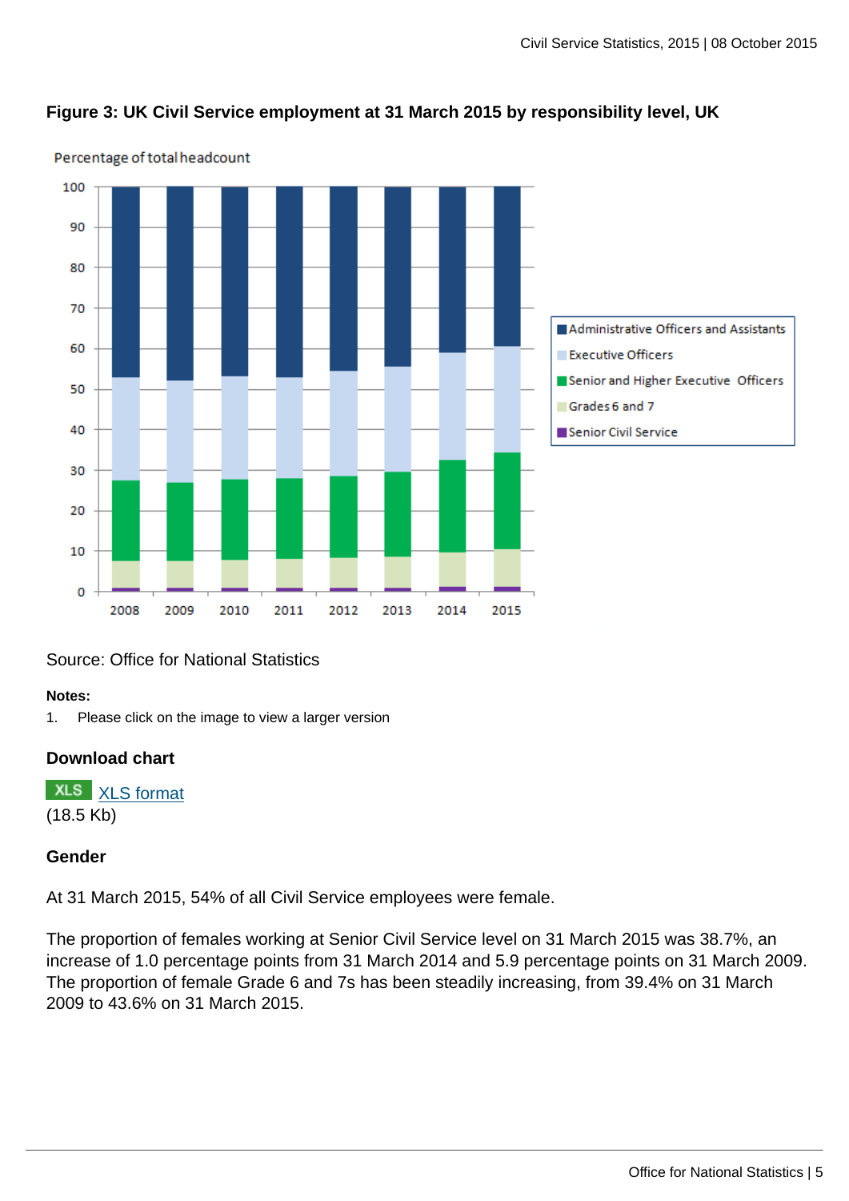### Figure 3: UK Civil Service employment at 31 March 2015 by responsibility level, UK

Source: Office for National Statistics

**Notes:**

1. Please click on the image to view a larger version

### Download chart

XLS [XLS format](#)
(18.5 Kb)

### Gender

At 31 March 2015, 54% of all Civil Service employees were female.

The proportion of females working at Senior Civil Service level on 31 March 2015 was 38.7%, an increase of 1.0 percentage points from 31 March 2014 and 5.9 percentage points on 31 March 2009. The proportion of female Grade 6 and 7s has been steadily increasing, from 39.4% on 31 March 2009 to 43.6% on 31 March 2015.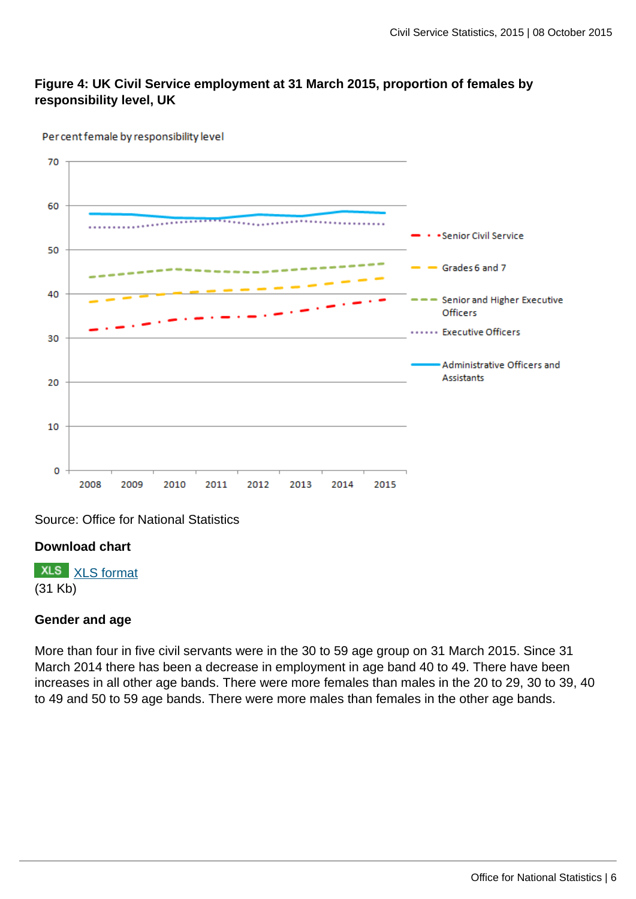**Figure 4: UK Civil Service employment at 31 March 2015, proportion of females by responsibility level, UK**

Source: Office for National Statistics

**Download chart**

XLS [XLS format](#)
(31 Kb)

**Gender and age**

More than four in five civil servants were in the 30 to 59 age group on 31 March 2015. Since 31 March 2014 there has been a decrease in employment in age band 40 to 49. There have been increases in all other age bands. There were more females than males in the 20 to 29, 30 to 39, 40 to 49 and 50 to 59 age bands. There were more males than females in the other age bands.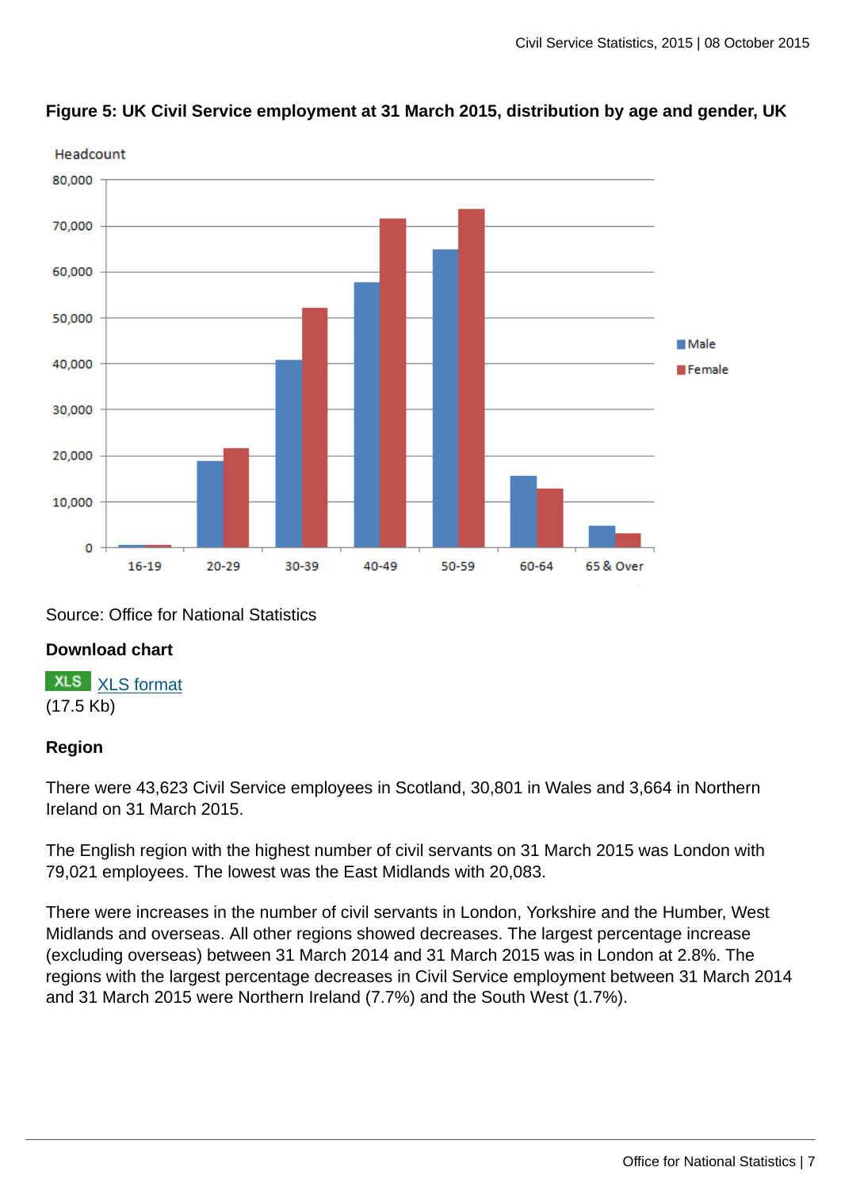**Figure 5: UK Civil Service employment at 31 March 2015, distribution by age and gender, UK**

Source: Office for National Statistics

**Download chart**

XLS [XLS format](#)
(17.5 Kb)

**Region**

There were 43,623 Civil Service employees in Scotland, 30,801 in Wales and 3,664 in Northern Ireland on 31 March 2015.

The English region with the highest number of civil servants on 31 March 2015 was London with 79,021 employees. The lowest was the East Midlands with 20,083.

There were increases in the number of civil servants in London, Yorkshire and the Humber, West Midlands and overseas. All other regions showed decreases. The largest percentage increase (excluding overseas) between 31 March 2014 and 31 March 2015 was in London at 2.8%. The regions with the largest percentage decreases in Civil Service employment between 31 March 2014 and 31 March 2015 were Northern Ireland (7.7%) and the South West (1.7%).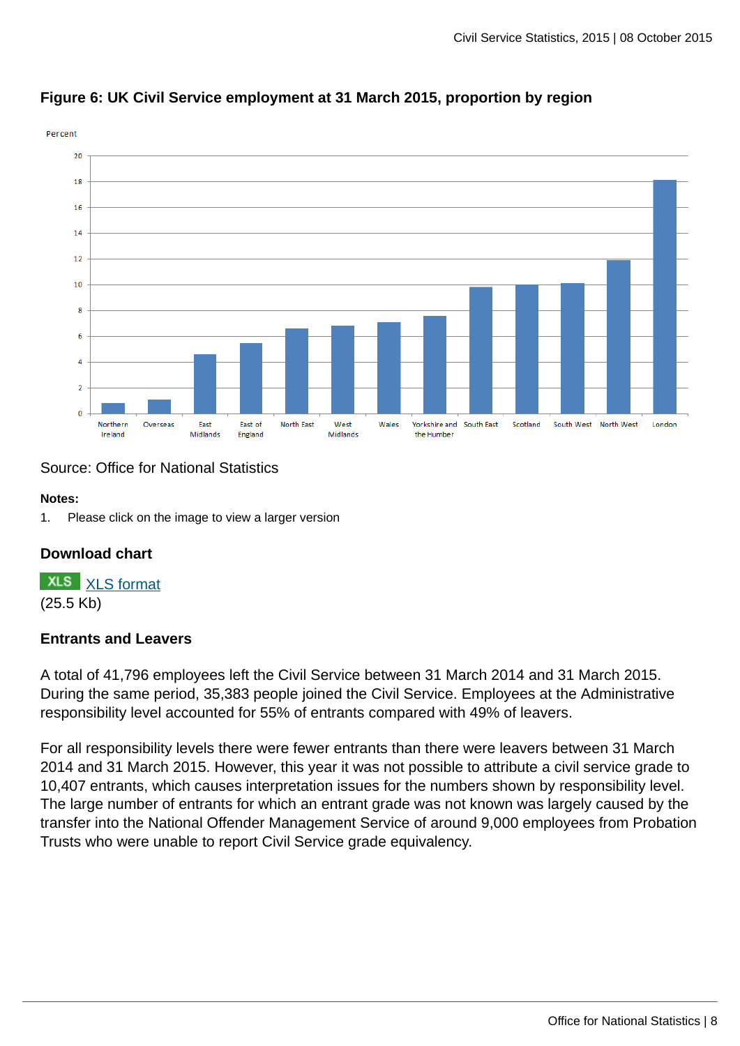### Figure 6: UK Civil Service employment at 31 March 2015, proportion by region

Source: Office for National Statistics

**Notes:**

1. Please click on the image to view a larger version

### Download chart

XLS [XLS format](#)
(25.5 Kb)

### Entrants and Leavers

A total of 41,796 employees left the Civil Service between 31 March 2014 and 31 March 2015. During the same period, 35,383 people joined the Civil Service. Employees at the Administrative responsibility level accounted for 55% of entrants compared with 49% of leavers.

For all responsibility levels there were fewer entrants than there were leavers between 31 March 2014 and 31 March 2015. However, this year it was not possible to attribute a civil service grade to 10,407 entrants, which causes interpretation issues for the numbers shown by responsibility level. The large number of entrants for which an entrant grade was not known was largely caused by the transfer into the National Offender Management Service of around 9,000 employees from Probation Trusts who were unable to report Civil Service grade equivalency.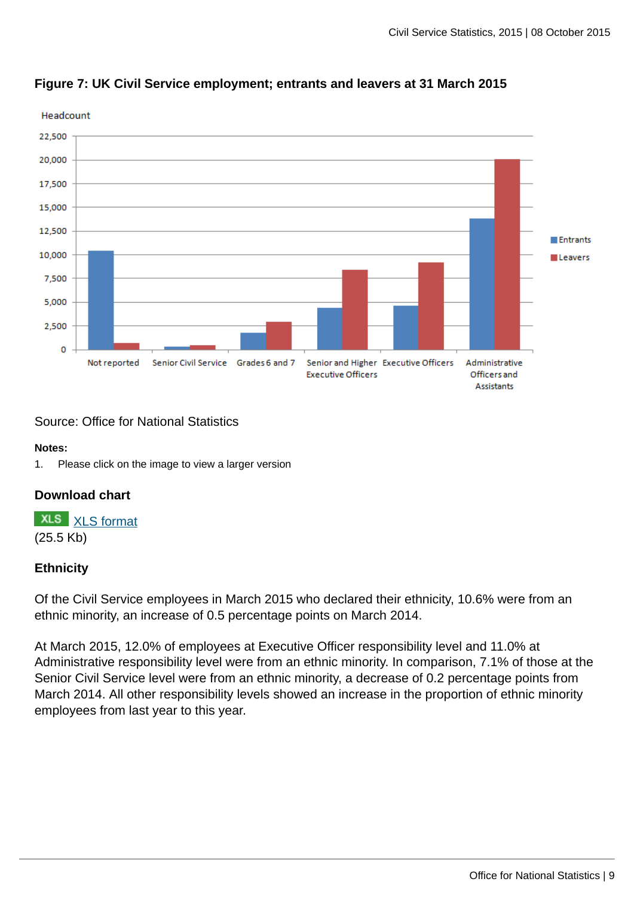**Figure 7: UK Civil Service employment; entrants and leavers at 31 March 2015**

Source: Office for National Statistics

**Notes:**

1. Please click on the image to view a larger version

### Download chart

XLS [XLS format](XLS format)
(25.5 Kb)

### Ethnicity

Of the Civil Service employees in March 2015 who declared their ethnicity, 10.6% were from an ethnic minority, an increase of 0.5 percentage points on March 2014.

At March 2015, 12.0% of employees at Executive Officer responsibility level and 11.0% at Administrative responsibility level were from an ethnic minority. In comparison, 7.1% of those at the Senior Civil Service level were from an ethnic minority, a decrease of 0.2 percentage points from March 2014. All other responsibility levels showed an increase in the proportion of ethnic minority employees from last year to this year.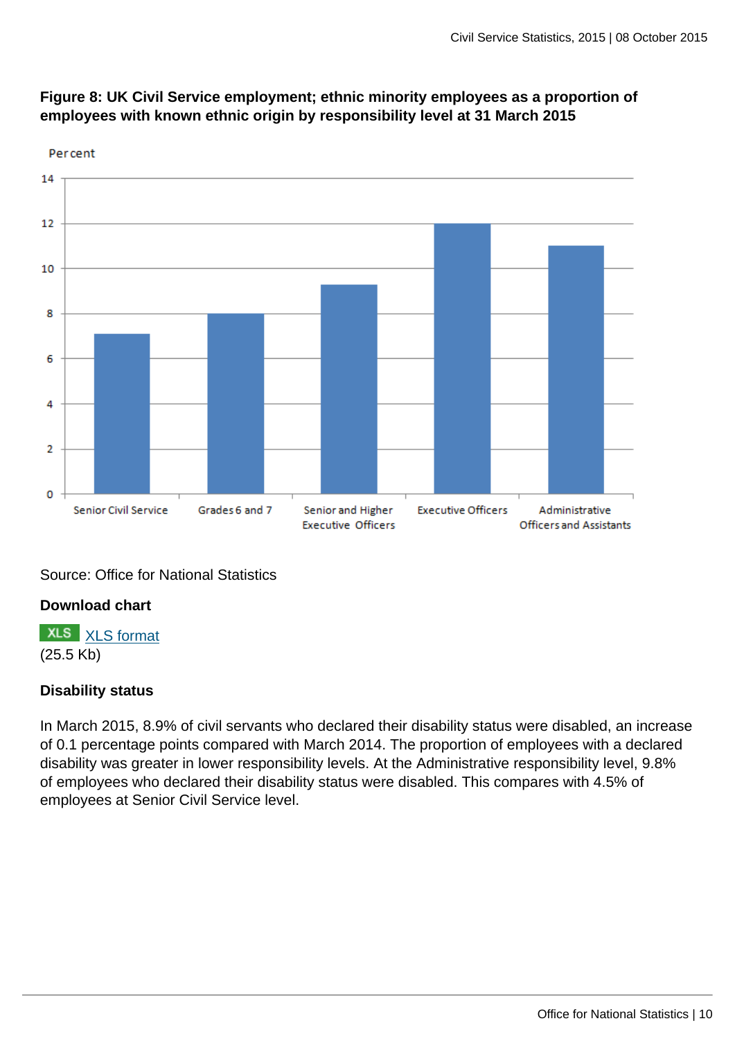**Figure 8: UK Civil Service employment; ethnic minority employees as a proportion of employees with known ethnic origin by responsibility level at 31 March 2015**

Source: Office for National Statistics

**Download chart**

XLS [XLS format](#)
(25.5 Kb)

### Disability status

In March 2015, 8.9% of civil servants who declared their disability status were disabled, an increase of 0.1 percentage points compared with March 2014. The proportion of employees with a declared disability was greater in lower responsibility levels. At the Administrative responsibility level, 9.8% of employees who declared their disability status were disabled. This compares with 4.5% of employees at Senior Civil Service level.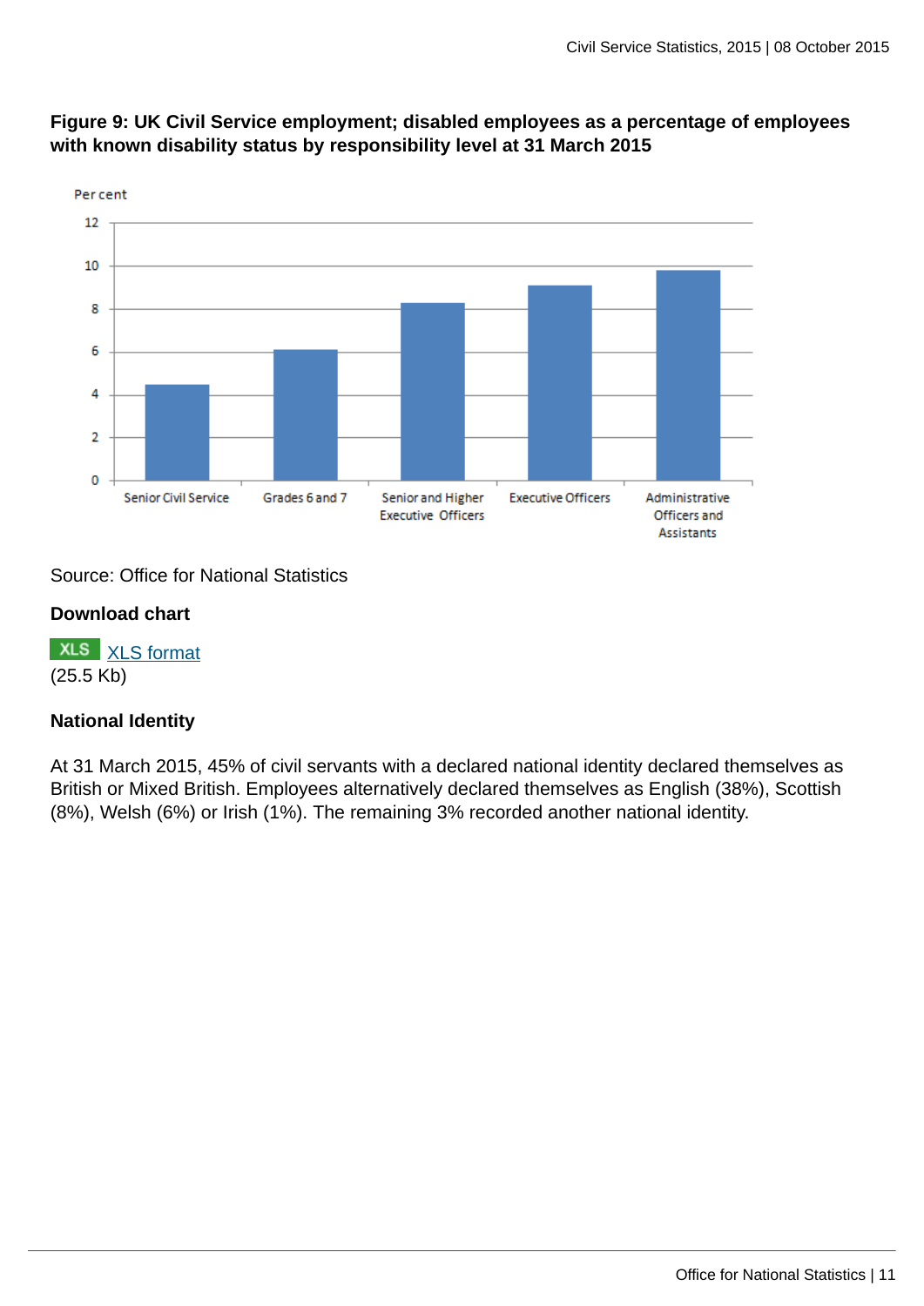**Figure 9: UK Civil Service employment; disabled employees as a percentage of employees with known disability status by responsibility level at 31 March 2015**

Source: Office for National Statistics

**Download chart**

XLS [XLS format](#)
(25.5 Kb)

### National Identity

At 31 March 2015, 45% of civil servants with a declared national identity declared themselves as British or Mixed British. Employees alternatively declared themselves as English (38%), Scottish (8%), Welsh (6%) or Irish (1%). The remaining 3% recorded another national identity.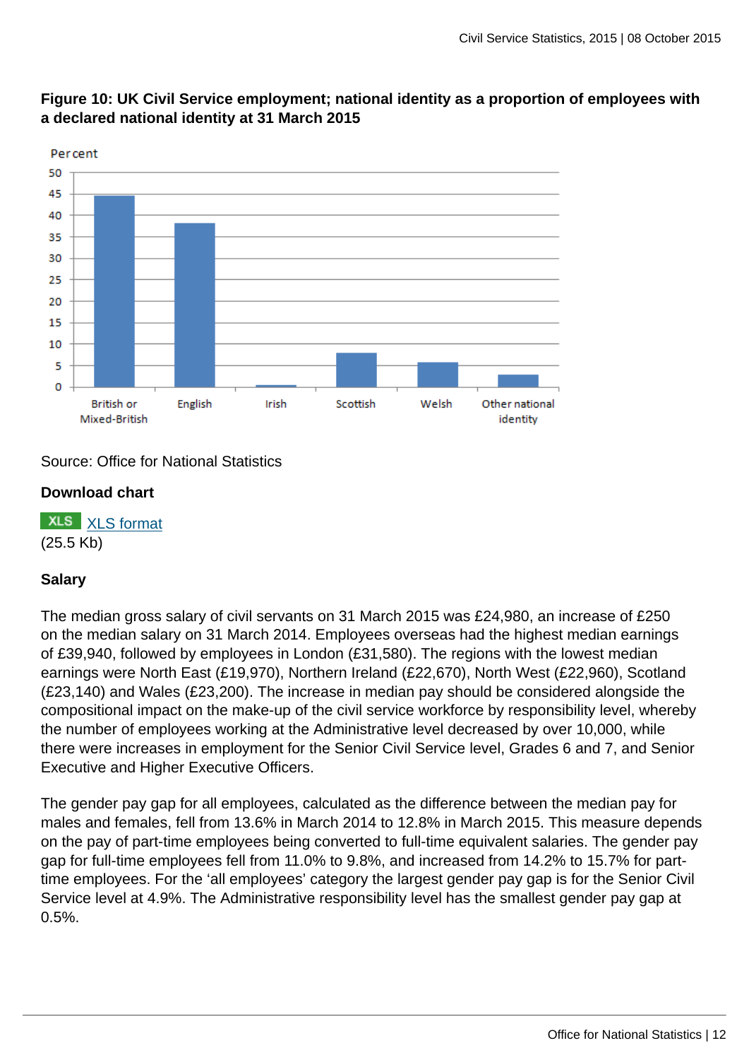**Figure 10: UK Civil Service employment; national identity as a proportion of employees with a declared national identity at 31 March 2015**

Source: Office for National Statistics

**Download chart**

XLS [XLS format](#)
(25.5 Kb)

**Salary**

The median gross salary of civil servants on 31 March 2015 was £24,980, an increase of £250 on the median salary on 31 March 2014. Employees overseas had the highest median earnings of £39,940, followed by employees in London (£31,580). The regions with the lowest median earnings were North East (£19,970), Northern Ireland (£22,670), North West (£22,960), Scotland (£23,140) and Wales (£23,200). The increase in median pay should be considered alongside the compositional impact on the make-up of the civil service workforce by responsibility level, whereby the number of employees working at the Administrative level decreased by over 10,000, while there were increases in employment for the Senior Civil Service level, Grades 6 and 7, and Senior Executive and Higher Executive Officers.

The gender pay gap for all employees, calculated as the difference between the median pay for males and females, fell from 13.6% in March 2014 to 12.8% in March 2015. This measure depends on the pay of part-time employees being converted to full-time equivalent salaries. The gender pay gap for full-time employees fell from 11.0% to 9.8%, and increased from 14.2% to 15.7% for part-time employees. For the 'all employees' category the largest gender pay gap is for the Senior Civil Service level at 4.9%. The Administrative responsibility level has the smallest gender pay gap at 0.5%.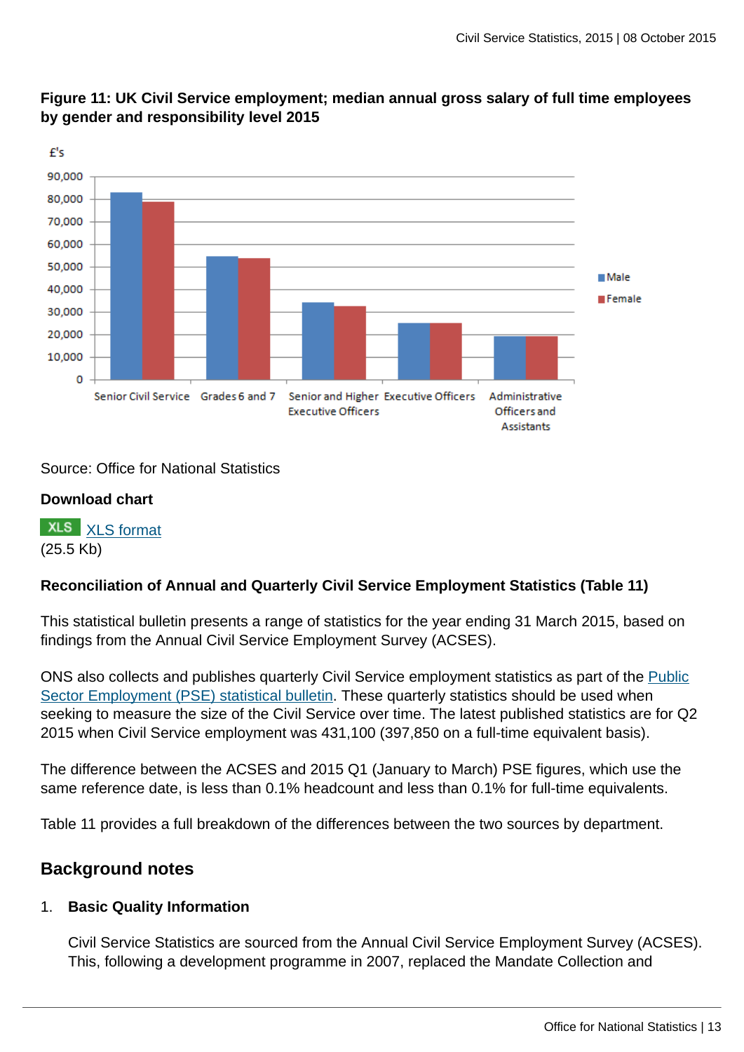**Figure 11: UK Civil Service employment; median annual gross salary of full time employees by gender and responsibility level 2015**

Source: Office for National Statistics

**Download chart**

XLS [XLS format](#)
(25.5 Kb)

**Reconciliation of Annual and Quarterly Civil Service Employment Statistics (Table 11)**

This statistical bulletin presents a range of statistics for the year ending 31 March 2015, based on findings from the Annual Civil Service Employment Survey (ACSES).

ONS also collects and publishes quarterly Civil Service employment statistics as part of the [Public Sector Employment (PSE) statistical bulletin](#). These quarterly statistics should be used when seeking to measure the size of the Civil Service over time. The latest published statistics are for Q2 2015 when Civil Service employment was 431,100 (397,850 on a full-time equivalent basis).

The difference between the ACSES and 2015 Q1 (January to March) PSE figures, which use the same reference date, is less than 0.1% headcount and less than 0.1% for full-time equivalents.

Table 11 provides a full breakdown of the differences between the two sources by department.

## Background notes

1. **Basic Quality Information**

   Civil Service Statistics are sourced from the Annual Civil Service Employment Survey (ACSES). This, following a development programme in 2007, replaced the Mandate Collection and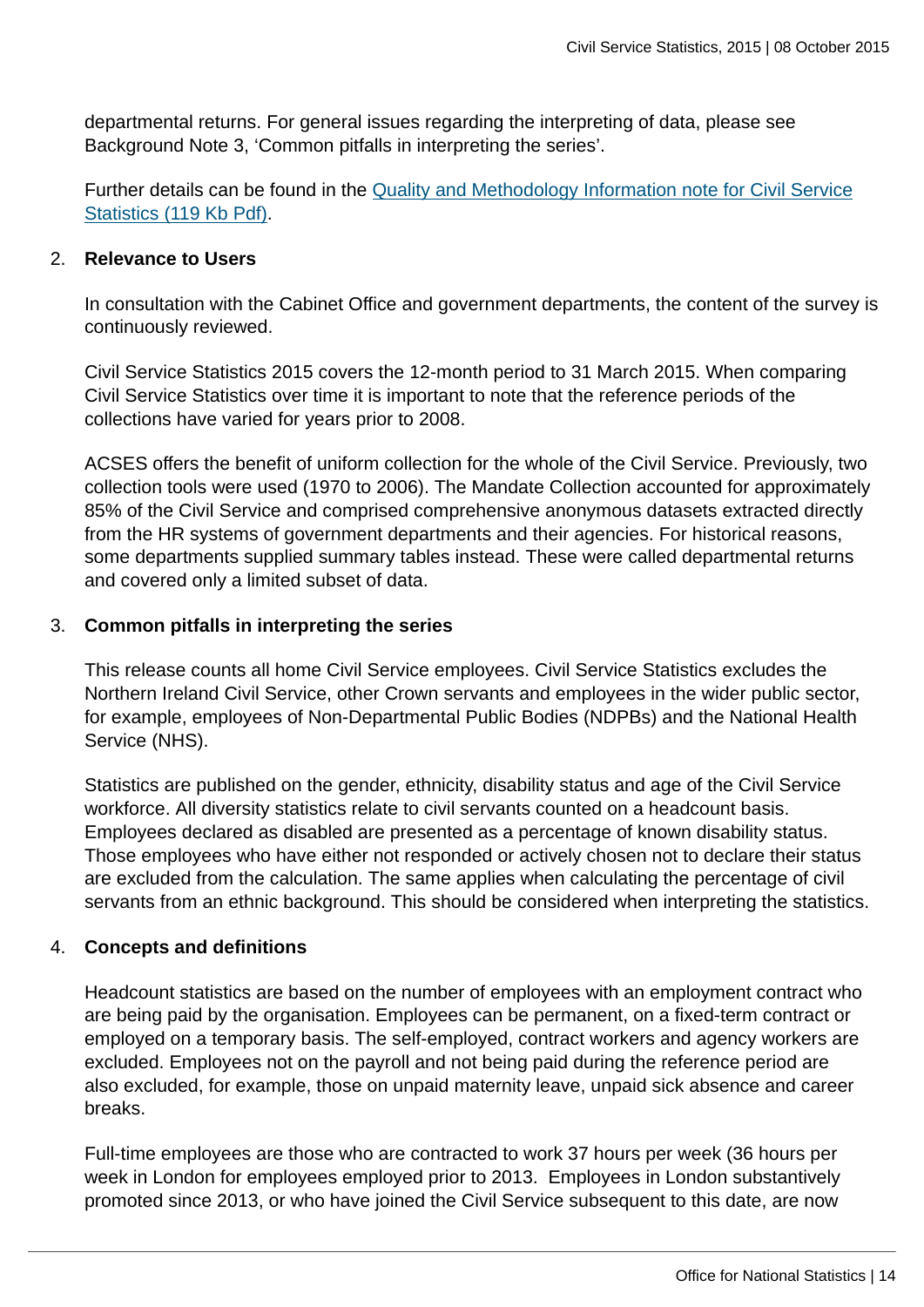departmental returns. For general issues regarding the interpreting of data, please see Background Note 3, 'Common pitfalls in interpreting the series'.

Further details can be found in the [Quality and Methodology Information note for Civil Service Statistics (119 Kb Pdf)](#).

2. **Relevance to Users**

   In consultation with the Cabinet Office and government departments, the content of the survey is continuously reviewed.

   Civil Service Statistics 2015 covers the 12-month period to 31 March 2015. When comparing Civil Service Statistics over time it is important to note that the reference periods of the collections have varied for years prior to 2008.

   ACSES offers the benefit of uniform collection for the whole of the Civil Service. Previously, two collection tools were used (1970 to 2006). The Mandate Collection accounted for approximately 85% of the Civil Service and comprised comprehensive anonymous datasets extracted directly from the HR systems of government departments and their agencies. For historical reasons, some departments supplied summary tables instead. These were called departmental returns and covered only a limited subset of data.

3. **Common pitfalls in interpreting the series**

   This release counts all home Civil Service employees. Civil Service Statistics excludes the Northern Ireland Civil Service, other Crown servants and employees in the wider public sector, for example, employees of Non-Departmental Public Bodies (NDPBs) and the National Health Service (NHS).

   Statistics are published on the gender, ethnicity, disability status and age of the Civil Service workforce. All diversity statistics relate to civil servants counted on a headcount basis. Employees declared as disabled are presented as a percentage of known disability status. Those employees who have either not responded or actively chosen not to declare their status are excluded from the calculation. The same applies when calculating the percentage of civil servants from an ethnic background. This should be considered when interpreting the statistics.

4. **Concepts and definitions**

   Headcount statistics are based on the number of employees with an employment contract who are being paid by the organisation. Employees can be permanent, on a fixed-term contract or employed on a temporary basis. The self-employed, contract workers and agency workers are excluded. Employees not on the payroll and not being paid during the reference period are also excluded, for example, those on unpaid maternity leave, unpaid sick absence and career breaks.

   Full-time employees are those who are contracted to work 37 hours per week (36 hours per week in London for employees employed prior to 2013. Employees in London substantively promoted since 2013, or who have joined the Civil Service subsequent to this date, are now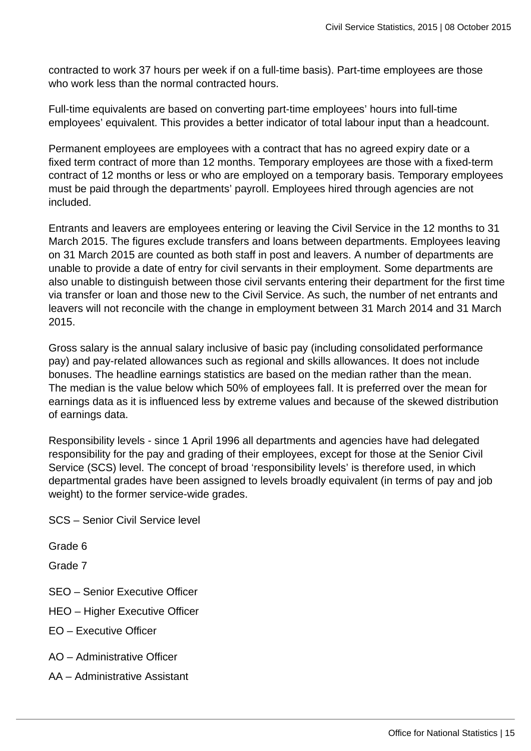contracted to work 37 hours per week if on a full-time basis). Part-time employees are those who work less than the normal contracted hours.

Full-time equivalents are based on converting part-time employees' hours into full-time employees' equivalent. This provides a better indicator of total labour input than a headcount.

Permanent employees are employees with a contract that has no agreed expiry date or a fixed term contract of more than 12 months. Temporary employees are those with a fixed-term contract of 12 months or less or who are employed on a temporary basis. Temporary employees must be paid through the departments' payroll. Employees hired through agencies are not included.

Entrants and leavers are employees entering or leaving the Civil Service in the 12 months to 31 March 2015. The figures exclude transfers and loans between departments. Employees leaving on 31 March 2015 are counted as both staff in post and leavers. A number of departments are unable to provide a date of entry for civil servants in their employment. Some departments are also unable to distinguish between those civil servants entering their department for the first time via transfer or loan and those new to the Civil Service. As such, the number of net entrants and leavers will not reconcile with the change in employment between 31 March 2014 and 31 March 2015.

Gross salary is the annual salary inclusive of basic pay (including consolidated performance pay) and pay-related allowances such as regional and skills allowances. It does not include bonuses. The headline earnings statistics are based on the median rather than the mean. The median is the value below which 50% of employees fall. It is preferred over the mean for earnings data as it is influenced less by extreme values and because of the skewed distribution of earnings data.

Responsibility levels - since 1 April 1996 all departments and agencies have had delegated responsibility for the pay and grading of their employees, except for those at the Senior Civil Service (SCS) level. The concept of broad 'responsibility levels' is therefore used, in which departmental grades have been assigned to levels broadly equivalent (in terms of pay and job weight) to the former service-wide grades.

SCS – Senior Civil Service level

Grade 6

Grade 7

SEO – Senior Executive Officer

HEO – Higher Executive Officer

EO – Executive Officer

AO – Administrative Officer

AA – Administrative Assistant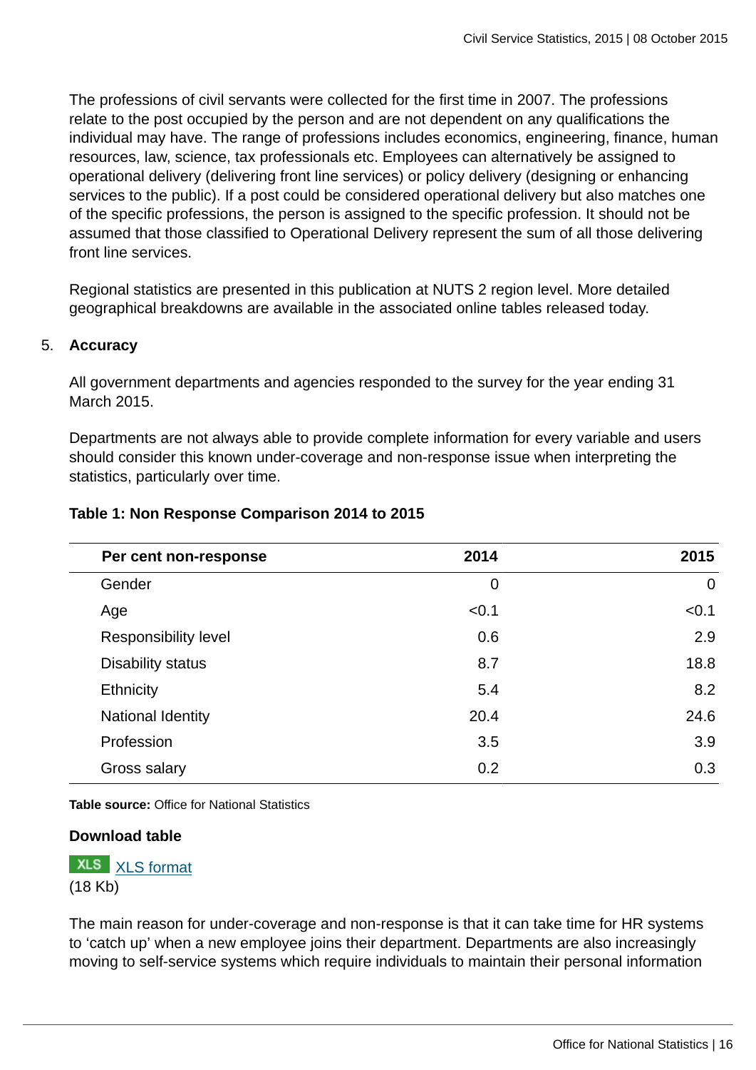The professions of civil servants were collected for the first time in 2007. The professions relate to the post occupied by the person and are not dependent on any qualifications the individual may have. The range of professions includes economics, engineering, finance, human resources, law, science, tax professionals etc. Employees can alternatively be assigned to operational delivery (delivering front line services) or policy delivery (designing or enhancing services to the public). If a post could be considered operational delivery but also matches one of the specific professions, the person is assigned to the specific profession. It should not be assumed that those classified to Operational Delivery represent the sum of all those delivering front line services.

Regional statistics are presented in this publication at NUTS 2 region level. More detailed geographical breakdowns are available in the associated online tables released today.

5. **Accuracy**

All government departments and agencies responded to the survey for the year ending 31 March 2015.

Departments are not always able to provide complete information for every variable and users should consider this known under-coverage and non-response issue when interpreting the statistics, particularly over time.

**Table 1: Non Response Comparison 2014 to 2015**

| Per cent non-response | 2014 | 2015 |
|---|---|---|
| Gender | 0 | 0 |
| Age | <0.1 | <0.1 |
| Responsibility level | 0.6 | 2.9 |
| Disability status | 8.7 | 18.8 |
| Ethnicity | 5.4 | 8.2 |
| National Identity | 20.4 | 24.6 |
| Profession | 3.5 | 3.9 |
| Gross salary | 0.2 | 0.3 |

**Table source:** Office for National Statistics

**Download table**

XLS [XLS format](#)
(18 Kb)

The main reason for under-coverage and non-response is that it can take time for HR systems to 'catch up' when a new employee joins their department. Departments are also increasingly moving to self-service systems which require individuals to maintain their personal information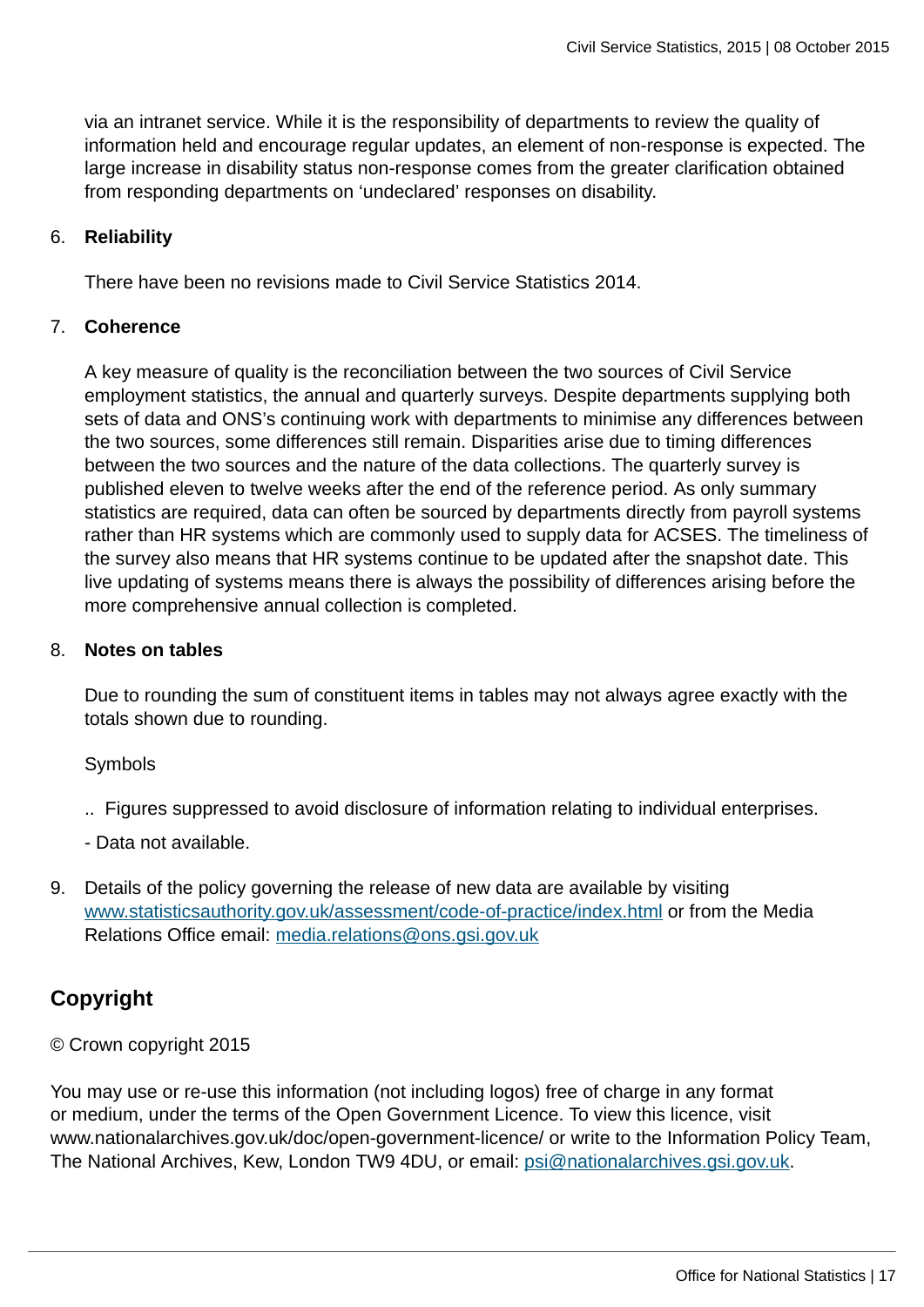via an intranet service. While it is the responsibility of departments to review the quality of information held and encourage regular updates, an element of non-response is expected. The large increase in disability status non-response comes from the greater clarification obtained from responding departments on 'undeclared' responses on disability.

6. **Reliability**

   There have been no revisions made to Civil Service Statistics 2014.

7. **Coherence**

   A key measure of quality is the reconciliation between the two sources of Civil Service employment statistics, the annual and quarterly surveys. Despite departments supplying both sets of data and ONS's continuing work with departments to minimise any differences between the two sources, some differences still remain. Disparities arise due to timing differences between the two sources and the nature of the data collections. The quarterly survey is published eleven to twelve weeks after the end of the reference period. As only summary statistics are required, data can often be sourced by departments directly from payroll systems rather than HR systems which are commonly used to supply data for ACSES. The timeliness of the survey also means that HR systems continue to be updated after the snapshot date. This live updating of systems means there is always the possibility of differences arising before the more comprehensive annual collection is completed.

8. **Notes on tables**

   Due to rounding the sum of constituent items in tables may not always agree exactly with the totals shown due to rounding.

   Symbols

   .. Figures suppressed to avoid disclosure of information relating to individual enterprises.

   \- Data not available.

9. Details of the policy governing the release of new data are available by visiting www.statisticsauthority.gov.uk/assessment/code-of-practice/index.html or from the Media Relations Office email: media.relations@ons.gsi.gov.uk

## Copyright

© Crown copyright 2015

You may use or re-use this information (not including logos) free of charge in any format or medium, under the terms of the Open Government Licence. To view this licence, visit www.nationalarchives.gov.uk/doc/open-government-licence/ or write to the Information Policy Team, The National Archives, Kew, London TW9 4DU, or email: psi@nationalarchives.gsi.gov.uk.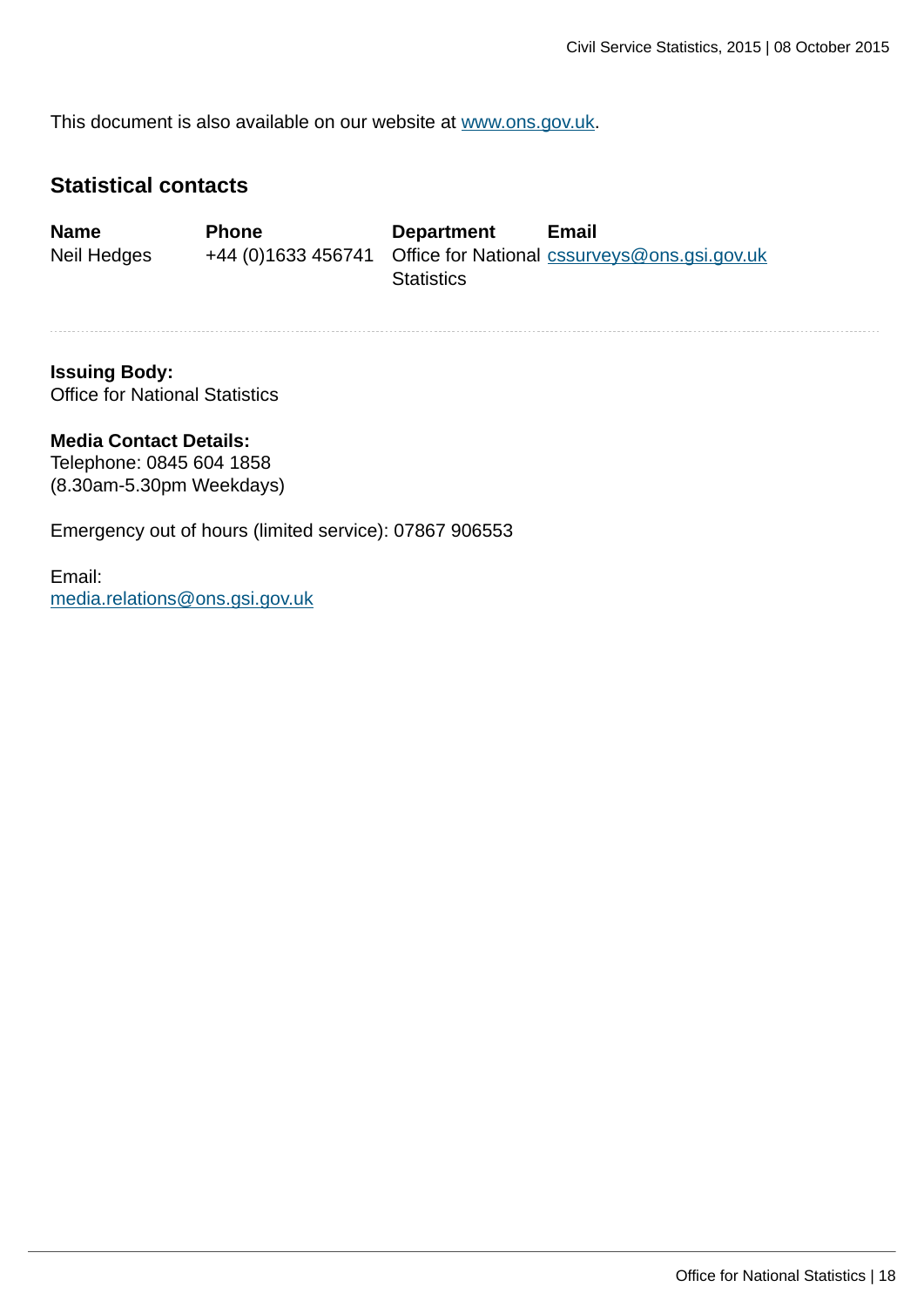This document is also available on our website at www.ons.gov.uk.

## Statistical contacts

| Name | Phone | Department | Email |
|---|---|---|---|
| Neil Hedges | +44 (0)1633 456741 | Office for National Statistics | cssurveys@ons.gsi.gov.uk |

**Issuing Body:**
Office for National Statistics

**Media Contact Details:**
Telephone: 0845 604 1858
(8.30am-5.30pm Weekdays)

Emergency out of hours (limited service): 07867 906553

Email:
media.relations@ons.gsi.gov.uk